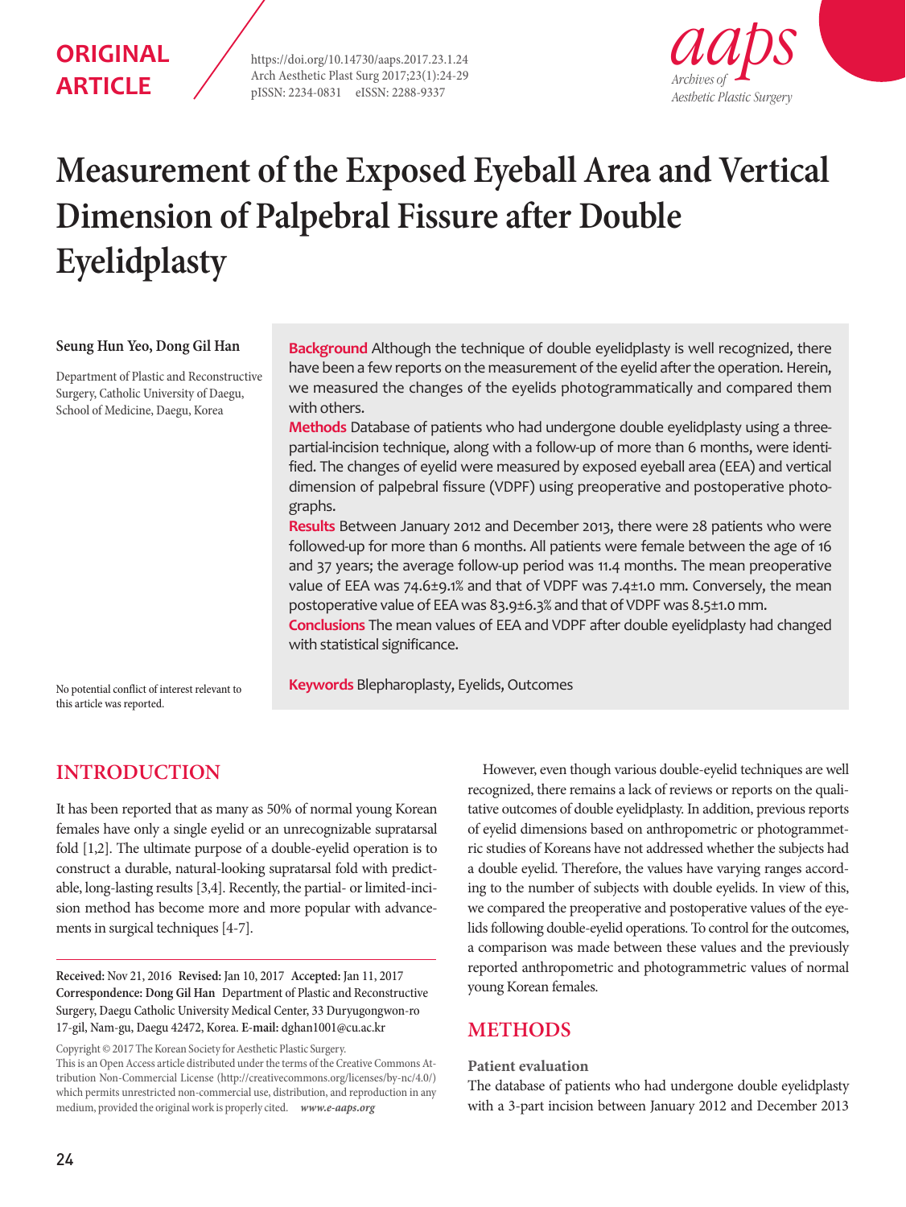ORIGINAL ARTICLE

https://doi.org/10.14730/aaps.2017.23.1.24
Arch Aesthetic Plast Surg 2017;23(1):24-29
pISSN: 2234-0831 eISSN: 2288-9337

# Measurement of the Exposed Eyeball Area and Vertical Dimension of Palpebral Fissure after Double Eyelidplasty

**Seung Hun Yeo, Dong Gil Han**

Department of Plastic and Reconstructive Surgery, Catholic University of Daegu, School of Medicine, Daegu, Korea

**Background** Although the technique of double eyelidplasty is well recognized, there have been a few reports on the measurement of the eyelid after the operation. Herein, we measured the changes of the eyelids photogrammatically and compared them with others.

**Methods** Database of patients who had undergone double eyelidplasty using a three-partial-incision technique, along with a follow-up of more than 6 months, were identified. The changes of eyelid were measured by exposed eyeball area (EEA) and vertical dimension of palpebral fissure (VDPF) using preoperative and postoperative photographs.

**Results** Between January 2012 and December 2013, there were 28 patients who were followed-up for more than 6 months. All patients were female between the age of 16 and 37 years; the average follow-up period was 11.4 months. The mean preoperative value of EEA was 74.6±9.1% and that of VDPF was 7.4±1.0 mm. Conversely, the mean postoperative value of EEA was 83.9±6.3% and that of VDPF was 8.5±1.0 mm.

**Conclusions** The mean values of EEA and VDPF after double eyelidplasty had changed with statistical significance.

**Keywords** Blepharoplasty, Eyelids, Outcomes

No potential conflict of interest relevant to this article was reported.

## INTRODUCTION

It has been reported that as many as 50% of normal young Korean females have only a single eyelid or an unrecognizable supratarsal fold [1,2]. The ultimate purpose of a double-eyelid operation is to construct a durable, natural-looking supratarsal fold with predictable, long-lasting results [3,4]. Recently, the partial- or limited-incision method has become more and more popular with advancements in surgical techniques [4-7].

However, even though various double-eyelid techniques are well recognized, there remains a lack of reviews or reports on the qualitative outcomes of double eyelidplasty. In addition, previous reports of eyelid dimensions based on anthropometric or photogrammetric studies of Koreans have not addressed whether the subjects had a double eyelid. Therefore, the values have varying ranges according to the number of subjects with double eyelids. In view of this, we compared the preoperative and postoperative values of the eyelids following double-eyelid operations. To control for the outcomes, a comparison was made between these values and the previously reported anthropometric and photogrammetric values of normal young Korean females.

## METHODS

### Patient evaluation

The database of patients who had undergone double eyelidplasty with a 3-part incision between January 2012 and December 2013

**Received:** Nov 21, 2016 **Revised:** Jan 10, 2017 **Accepted:** Jan 11, 2017
**Correspondence: Dong Gil Han** Department of Plastic and Reconstructive Surgery, Daegu Catholic University Medical Center, 33 Duryugongwon-ro 17-gil, Nam-gu, Daegu 42472, Korea. **E-mail:** dghan1001@cu.ac.kr

Copyright © 2017 The Korean Society for Aesthetic Plastic Surgery.
This is an Open Access article distributed under the terms of the Creative Commons Attribution Non-Commercial License (http://creativecommons.org/licenses/by-nc/4.0/) which permits unrestricted non-commercial use, distribution, and reproduction in any medium, provided the original work is properly cited. *www.e-aaps.org*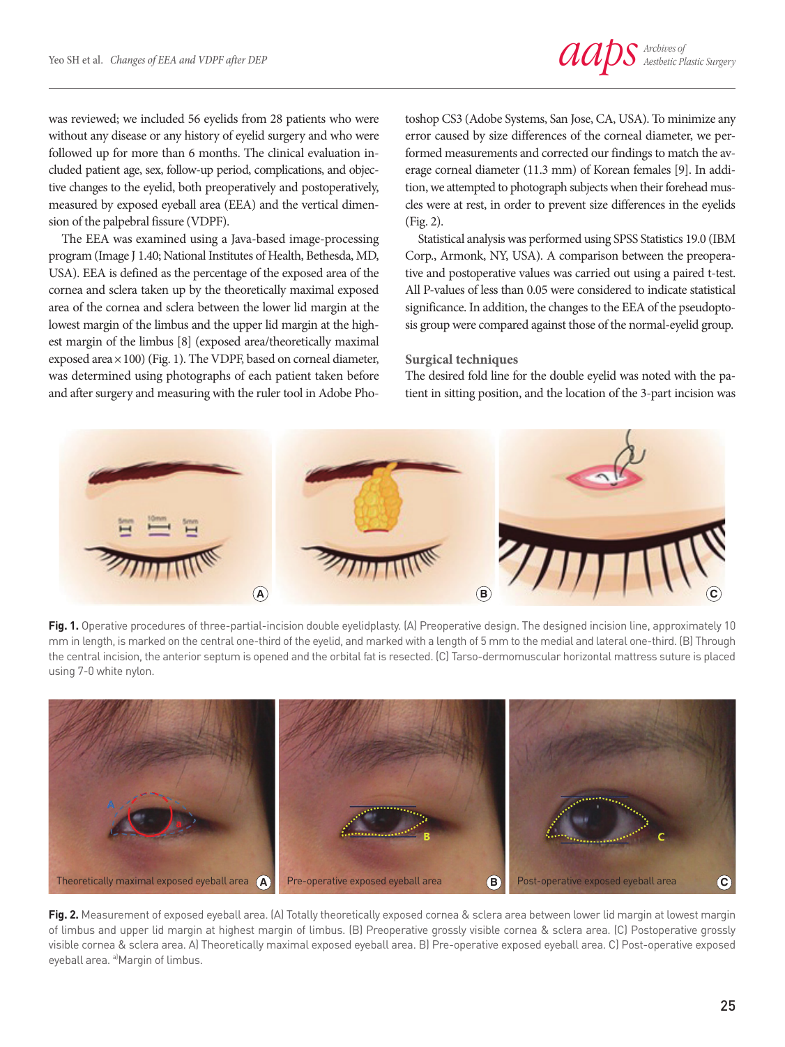was reviewed; we included 56 eyelids from 28 patients who were without any disease or any history of eyelid surgery and who were followed up for more than 6 months. The clinical evaluation included patient age, sex, follow-up period, complications, and objective changes to the eyelid, both preoperatively and postoperatively, measured by exposed eyeball area (EEA) and the vertical dimension of the palpebral fissure (VDPF).

The EEA was examined using a Java-based image-processing program (Image J 1.40; National Institutes of Health, Bethesda, MD, USA). EEA is defined as the percentage of the exposed area of the cornea and sclera taken up by the theoretically maximal exposed area of the cornea and sclera between the lower lid margin at the lowest margin of the limbus and the upper lid margin at the highest margin of the limbus [8] (exposed area/theoretically maximal exposed area × 100) (Fig. 1). The VDPF, based on corneal diameter, was determined using photographs of each patient taken before and after surgery and measuring with the ruler tool in Adobe Photoshop CS3 (Adobe Systems, San Jose, CA, USA). To minimize any error caused by size differences of the corneal diameter, we performed measurements and corrected our findings to match the average corneal diameter (11.3 mm) of Korean females [9]. In addition, we attempted to photograph subjects when their forehead muscles were at rest, in order to prevent size differences in the eyelids (Fig. 2).

Statistical analysis was performed using SPSS Statistics 19.0 (IBM Corp., Armonk, NY, USA). A comparison between the preoperative and postoperative values was carried out using a paired t-test. All P-values of less than 0.05 were considered to indicate statistical significance. In addition, the changes to the EEA of the pseudoptosis group were compared against those of the normal-eyelid group.

### Surgical techniques

The desired fold line for the double eyelid was noted with the patient in sitting position, and the location of the 3-part incision was

**Fig. 1.** Operative procedures of three-partial-incision double eyelidplasty. (A) Preoperative design. The designed incision line, approximately 10 mm in length, is marked on the central one-third of the eyelid, and marked with a length of 5 mm to the medial and lateral one-third. (B) Through the central incision, the anterior septum is opened and the orbital fat is resected. (C) Tarso-dermomuscular horizontal mattress suture is placed using 7-0 white nylon.

**Fig. 2.** Measurement of exposed eyeball area. (A) Totally theoretically exposed cornea & sclera area between lower lid margin at lowest margin of limbus and upper lid margin at highest margin of limbus. (B) Preoperative grossly visible cornea & sclera area. (C) Postoperative grossly visible cornea & sclera area. A) Theoretically maximal exposed eyeball area. B) Pre-operative exposed eyeball area. C) Post-operative exposed eyeball area. [a]Margin of limbus.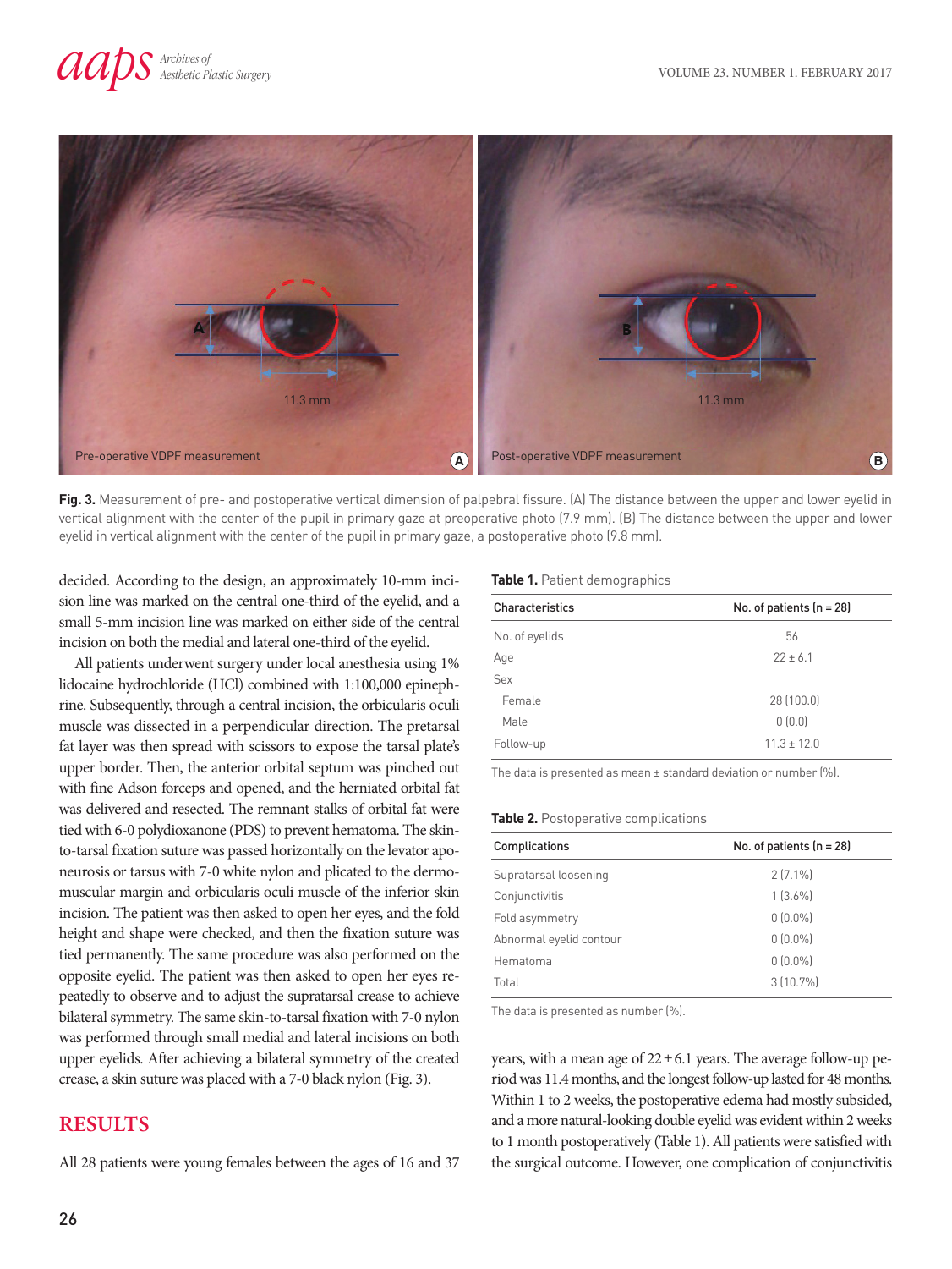Fig. 3. Measurement of pre- and postoperative vertical dimension of palpebral fissure. (A) The distance between the upper and lower eyelid in vertical alignment with the center of the pupil in primary gaze at preoperative photo (7.9 mm). (B) The distance between the upper and lower eyelid in vertical alignment with the center of the pupil in primary gaze, a postoperative photo (9.8 mm).

decided. According to the design, an approximately 10-mm incision line was marked on the central one-third of the eyelid, and a small 5-mm incision line was marked on either side of the central incision on both the medial and lateral one-third of the eyelid.

All patients underwent surgery under local anesthesia using 1% lidocaine hydrochloride (HCl) combined with 1:100,000 epinephrine. Subsequently, through a central incision, the orbicularis oculi muscle was dissected in a perpendicular direction. The pretarsal fat layer was then spread with scissors to expose the tarsal plate's upper border. Then, the anterior orbital septum was pinched out with fine Adson forceps and opened, and the herniated orbital fat was delivered and resected. The remnant stalks of orbital fat were tied with 6-0 polydioxanone (PDS) to prevent hematoma. The skin-to-tarsal fixation suture was passed horizontally on the levator aponeurosis or tarsus with 7-0 white nylon and plicated to the dermomuscular margin and orbicularis oculi muscle of the inferior skin incision. The patient was then asked to open her eyes, and the fold height and shape were checked, and then the fixation suture was tied permanently. The same procedure was also performed on the opposite eyelid. The patient was then asked to open her eyes repeatedly to observe and to adjust the supratarsal crease to achieve bilateral symmetry. The same skin-to-tarsal fixation with 7-0 nylon was performed through small medial and lateral incisions on both upper eyelids. After achieving a bilateral symmetry of the created crease, a skin suture was placed with a 7-0 black nylon (Fig. 3).

## RESULTS

All 28 patients were young females between the ages of 16 and 37 years, with a mean age of 22 ± 6.1 years. The average follow-up period was 11.4 months, and the longest follow-up lasted for 48 months. Within 1 to 2 weeks, the postoperative edema had mostly subsided, and a more natural-looking double eyelid was evident within 2 weeks to 1 month postoperatively (Table 1). All patients were satisfied with the surgical outcome. However, one complication of conjunctivitis

**Table 1.** Patient demographics

| Characteristics | No. of patients (n = 28) |
|---|---|
| No. of eyelids | 56 |
| Age | 22 ± 6.1 |
| Sex | |
| Female | 28 (100.0) |
| Male | 0 (0.0) |
| Follow-up | 11.3 ± 12.0 |

The data is presented as mean ± standard deviation or number (%).

**Table 2.** Postoperative complications

| Complications | No. of patients (n = 28) |
|---|---|
| Supratarsal loosening | 2 (7.1%) |
| Conjunctivitis | 1 (3.6%) |
| Fold asymmetry | 0 (0.0%) |
| Abnormal eyelid contour | 0 (0.0%) |
| Hematoma | 0 (0.0%) |
| Total | 3 (10.7%) |

The data is presented as number (%).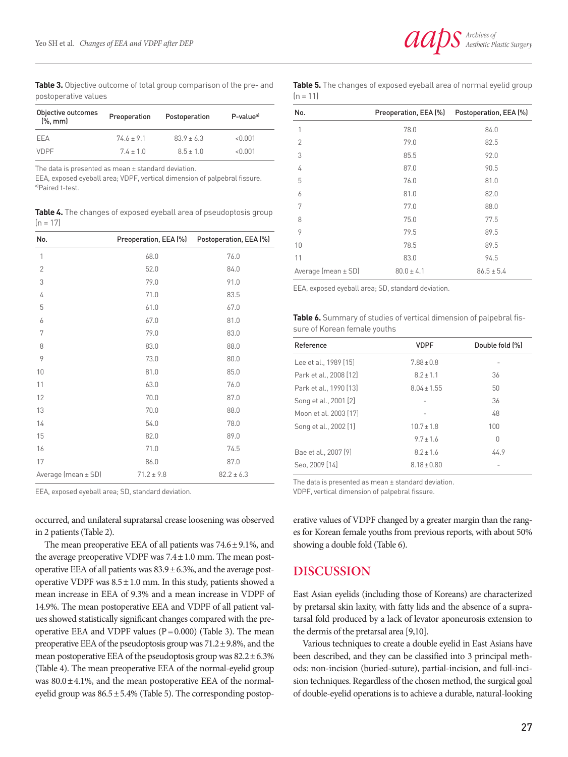**Table 3.** Objective outcome of total group comparison of the pre- and postoperative values

| Objective outcomes (%, mm) | Preoperation | Postoperation | P-value[a] |
|---|---|---|---|
| EEA | 74.6 ± 9.1 | 83.9 ± 6.3 | <0.001 |
| VDPF | 7.4 ± 1.0 | 8.5 ± 1.0 | <0.001 |

The data is presented as mean ± standard deviation.
EEA, exposed eyeball area; VDPF, vertical dimension of palpebral fissure.
[a]Paired t-test.

**Table 4.** The changes of exposed eyeball area of pseudoptosis group (n = 17)

| No. | Preoperation, EEA (%) | Postoperation, EEA (%) |
|---|---|---|
| 1 | 68.0 | 76.0 |
| 2 | 52.0 | 84.0 |
| 3 | 79.0 | 91.0 |
| 4 | 71.0 | 83.5 |
| 5 | 61.0 | 67.0 |
| 6 | 67.0 | 81.0 |
| 7 | 79.0 | 83.0 |
| 8 | 83.0 | 88.0 |
| 9 | 73.0 | 80.0 |
| 10 | 81.0 | 85.0 |
| 11 | 63.0 | 76.0 |
| 12 | 70.0 | 87.0 |
| 13 | 70.0 | 88.0 |
| 14 | 54.0 | 78.0 |
| 15 | 82.0 | 89.0 |
| 16 | 71.0 | 74.5 |
| 17 | 86.0 | 87.0 |
| Average (mean ± SD) | 71.2 ± 9.8 | 82.2 ± 6.3 |

EEA, exposed eyeball area; SD, standard deviation.

occurred, and unilateral supratarsal crease loosening was observed in 2 patients (Table 2).

The mean preoperative EEA of all patients was 74.6 ± 9.1%, and the average preoperative VDPF was 7.4 ± 1.0 mm. The mean postoperative EEA of all patients was 83.9 ± 6.3%, and the average postoperative VDPF was 8.5 ± 1.0 mm. In this study, patients showed a mean increase in EEA of 9.3% and a mean increase in VDPF of 14.9%. The mean postoperative EEA and VDPF of all patient values showed statistically significant changes compared with the preoperative EEA and VDPF values ($P = 0.000$) (Table 3). The mean preoperative EEA of the pseudoptosis group was 71.2 ± 9.8%, and the mean postoperative EEA of the pseudoptosis group was 82.2 ± 6.3% (Table 4). The mean preoperative EEA of the normal-eyelid group was 80.0 ± 4.1%, and the mean postoperative EEA of the normal-eyelid group was 86.5 ± 5.4% (Table 5). The corresponding postoperative values of VDPF changed by a greater margin than the ranges for Korean female youths from previous reports, with about 50% showing a double fold (Table 6).

**Table 5.** The changes of exposed eyeball area of normal eyelid group (n = 11)

| No. | Preoperation, EEA (%) | Postoperation, EEA (%) |
|---|---|---|
| 1 | 78.0 | 84.0 |
| 2 | 79.0 | 82.5 |
| 3 | 85.5 | 92.0 |
| 4 | 87.0 | 90.5 |
| 5 | 76.0 | 81.0 |
| 6 | 81.0 | 82.0 |
| 7 | 77.0 | 88.0 |
| 8 | 75.0 | 77.5 |
| 9 | 79.5 | 89.5 |
| 10 | 78.5 | 89.5 |
| 11 | 83.0 | 94.5 |
| Average (mean ± SD) | 80.0 ± 4.1 | 86.5 ± 5.4 |

EEA, exposed eyeball area; SD, standard deviation.

**Table 6.** Summary of studies of vertical dimension of palpebral fissure of Korean female youths

| Reference | VDPF | Double fold (%) |
|---|---|---|
| Lee et al., 1989 [15] | 7.88 ± 0.8 | - |
| Park et al., 2008 [12] | 8.2 ± 1.1 | 36 |
| Park et al., 1990 [13] | 8.04 ± 1.55 | 50 |
| Song et al., 2001 [2] | - | 36 |
| Moon et al. 2003 [17] | - | 48 |
| Song et al., 2002 [1] | 10.7 ± 1.8 | 100 |
| | 9.7 ± 1.6 | 0 |
| Bae et al., 2007 [9] | 8.2 ± 1.6 | 44.9 |
| Seo, 2009 [14] | 8.18 ± 0.80 | - |

The data is presented as mean ± standard deviation.
VDPF, vertical dimension of palpebral fissure.

## DISCUSSION

East Asian eyelids (including those of Koreans) are characterized by pretarsal skin laxity, with fatty lids and the absence of a supratarsal fold produced by a lack of levator aponeurosis extension to the dermis of the pretarsal area [9,10].

Various techniques to create a double eyelid in East Asians have been described, and they can be classified into 3 principal methods: non-incision (buried-suture), partial-incision, and full-incision techniques. Regardless of the chosen method, the surgical goal of double-eyelid operations is to achieve a durable, natural-looking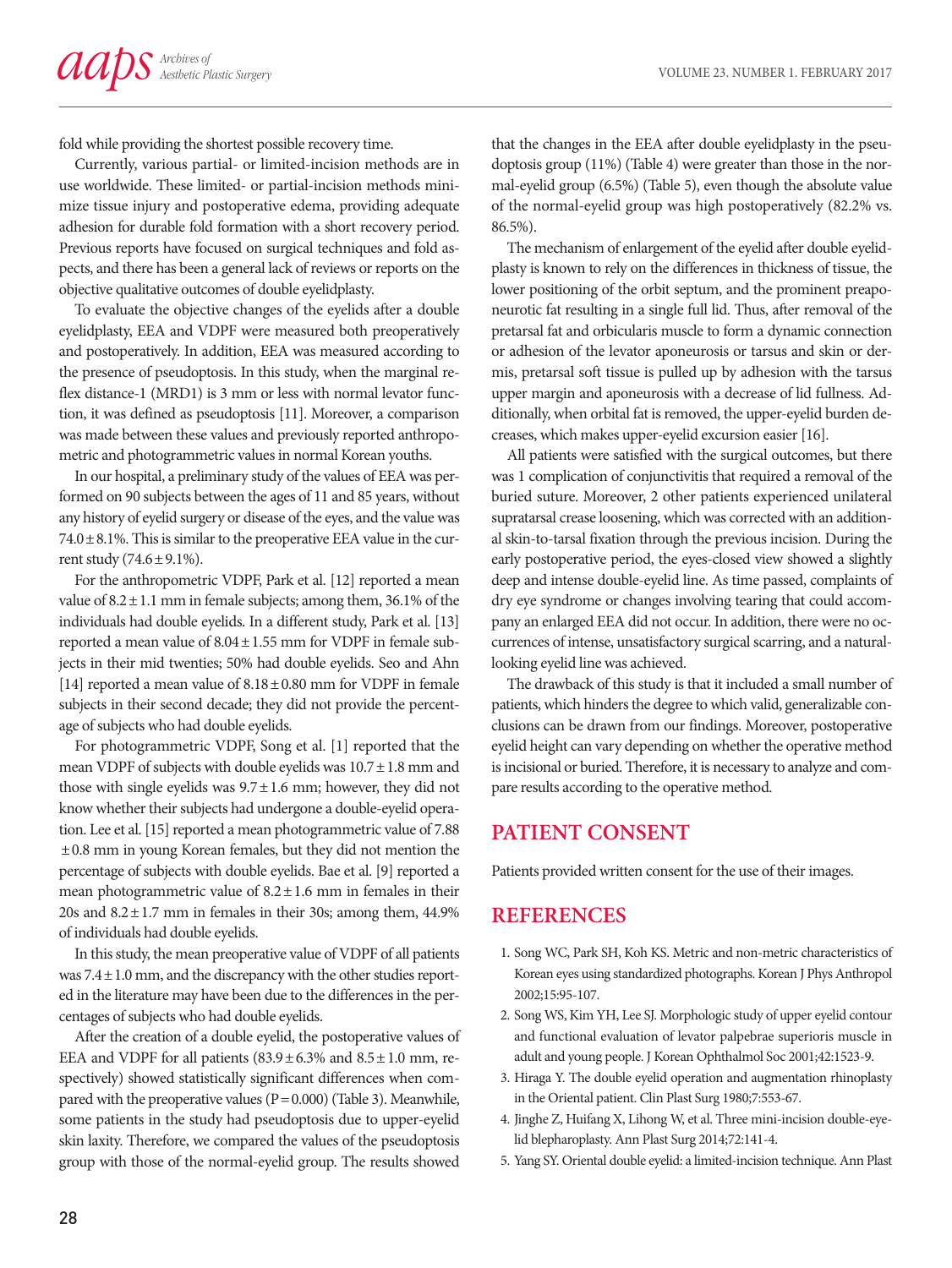fold while providing the shortest possible recovery time.

Currently, various partial- or limited-incision methods are in use worldwide. These limited- or partial-incision methods minimize tissue injury and postoperative edema, providing adequate adhesion for durable fold formation with a short recovery period. Previous reports have focused on surgical techniques and fold aspects, and there has been a general lack of reviews or reports on the objective qualitative outcomes of double eyelidplasty.

To evaluate the objective changes of the eyelids after a double eyelidplasty, EEA and VDPF were measured both preoperatively and postoperatively. In addition, EEA was measured according to the presence of pseudoptosis. In this study, when the marginal reflex distance-1 (MRD1) is 3 mm or less with normal levator function, it was defined as pseudoptosis [11]. Moreover, a comparison was made between these values and previously reported anthropometric and photogrammetric values in normal Korean youths.

In our hospital, a preliminary study of the values of EEA was performed on 90 subjects between the ages of 11 and 85 years, without any history of eyelid surgery or disease of the eyes, and the value was 74.0±8.1%. This is similar to the preoperative EEA value in the current study (74.6±9.1%).

For the anthropometric VDPF, Park et al. [12] reported a mean value of 8.2±1.1 mm in female subjects; among them, 36.1% of the individuals had double eyelids. In a different study, Park et al. [13] reported a mean value of 8.04±1.55 mm for VDPF in female subjects in their mid twenties; 50% had double eyelids. Seo and Ahn [14] reported a mean value of 8.18±0.80 mm for VDPF in female subjects in their second decade; they did not provide the percentage of subjects who had double eyelids.

For photogrammetric VDPF, Song et al. [1] reported that the mean VDPF of subjects with double eyelids was 10.7±1.8 mm and those with single eyelids was 9.7±1.6 mm; however, they did not know whether their subjects had undergone a double-eyelid operation. Lee et al. [15] reported a mean photogrammetric value of 7.88 ±0.8 mm in young Korean females, but they did not mention the percentage of subjects with double eyelids. Bae et al. [9] reported a mean photogrammetric value of 8.2±1.6 mm in females in their 20s and 8.2±1.7 mm in females in their 30s; among them, 44.9% of individuals had double eyelids.

In this study, the mean preoperative value of VDPF of all patients was 7.4±1.0 mm, and the discrepancy with the other studies reported in the literature may have been due to the differences in the percentages of subjects who had double eyelids.

After the creation of a double eyelid, the postoperative values of EEA and VDPF for all patients (83.9±6.3% and 8.5±1.0 mm, respectively) showed statistically significant differences when compared with the preoperative values ($P=0.000$) (Table 3). Meanwhile, some patients in the study had pseudoptosis due to upper-eyelid skin laxity. Therefore, we compared the values of the pseudoptosis group with those of the normal-eyelid group. The results showed that the changes in the EEA after double eyelidplasty in the pseudoptosis group (11%) (Table 4) were greater than those in the normal-eyelid group (6.5%) (Table 5), even though the absolute value of the normal-eyelid group was high postoperatively (82.2% vs. 86.5%).

The mechanism of enlargement of the eyelid after double eyelidplasty is known to rely on the differences in thickness of tissue, the lower positioning of the orbit septum, and the prominent preaponeurotic fat resulting in a single full lid. Thus, after removal of the pretarsal fat and orbicularis muscle to form a dynamic connection or adhesion of the levator aponeurosis or tarsus and skin or dermis, pretarsal soft tissue is pulled up by adhesion with the tarsus upper margin and aponeurosis with a decrease of lid fullness. Additionally, when orbital fat is removed, the upper-eyelid burden decreases, which makes upper-eyelid excursion easier [16].

All patients were satisfied with the surgical outcomes, but there was 1 complication of conjunctivitis that required a removal of the buried suture. Moreover, 2 other patients experienced unilateral supratarsal crease loosening, which was corrected with an additional skin-to-tarsal fixation through the previous incision. During the early postoperative period, the eyes-closed view showed a slightly deep and intense double-eyelid line. As time passed, complaints of dry eye syndrome or changes involving tearing that could accompany an enlarged EEA did not occur. In addition, there were no occurrences of intense, unsatisfactory surgical scarring, and a natural-looking eyelid line was achieved.

The drawback of this study is that it included a small number of patients, which hinders the degree to which valid, generalizable conclusions can be drawn from our findings. Moreover, postoperative eyelid height can vary depending on whether the operative method is incisional or buried. Therefore, it is necessary to analyze and compare results according to the operative method.

## PATIENT CONSENT

Patients provided written consent for the use of their images.

## REFERENCES

1. Song WC, Park SH, Koh KS. Metric and non-metric characteristics of Korean eyes using standardized photographs. Korean J Phys Anthropol 2002;15:95-107.
2. Song WS, Kim YH, Lee SJ. Morphologic study of upper eyelid contour and functional evaluation of levator palpebrae superioris muscle in adult and young people. J Korean Ophthalmol Soc 2001;42:1523-9.
3. Hiraga Y. The double eyelid operation and augmentation rhinoplasty in the Oriental patient. Clin Plast Surg 1980;7:553-67.
4. Jinghe Z, Huifang X, Lihong W, et al. Three mini-incision double-eyelid blepharoplasty. Ann Plast Surg 2014;72:141-4.
5. Yang SY. Oriental double eyelid: a limited-incision technique. Ann Plast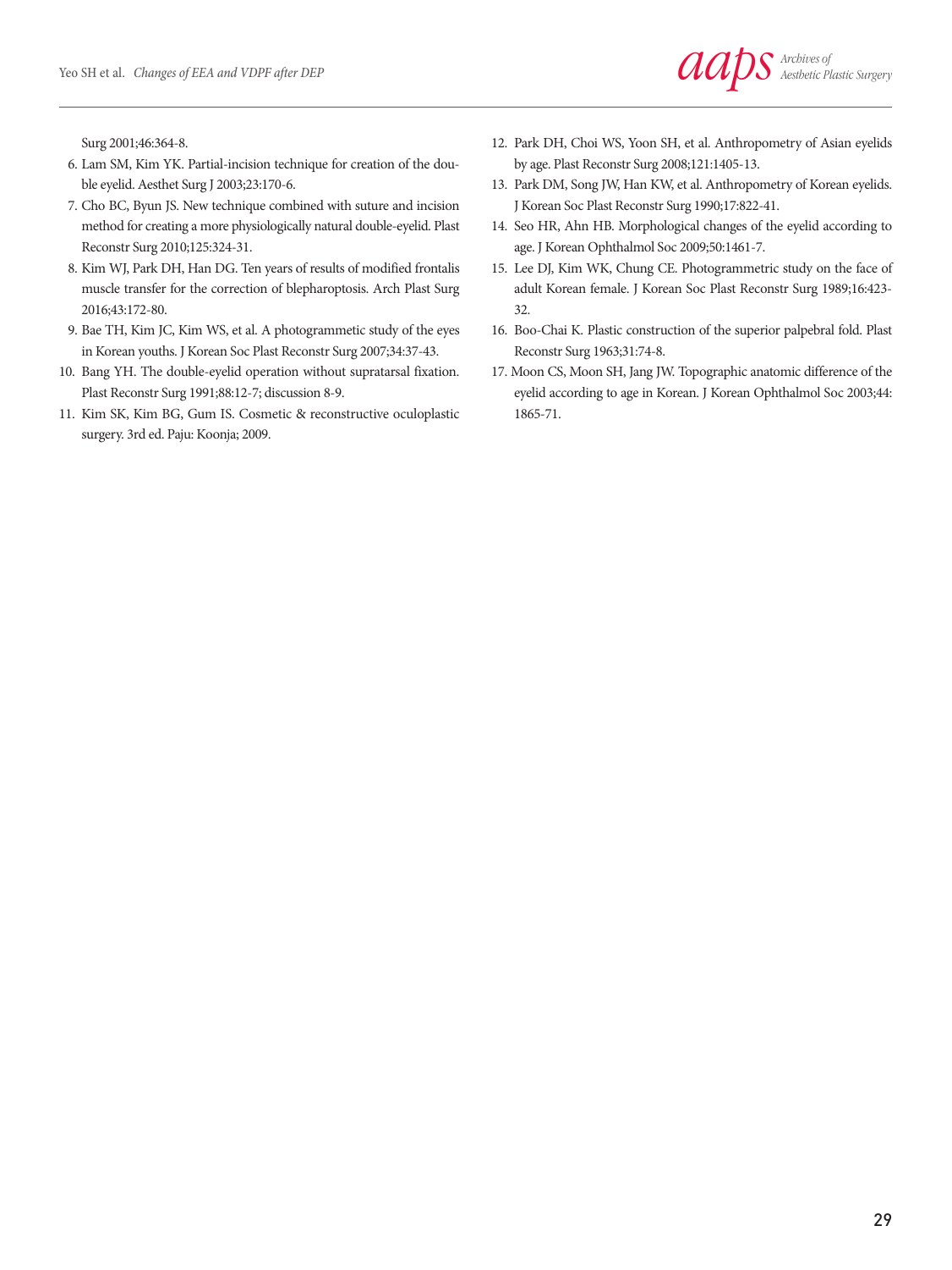Surg 2001;46:364-8.

6. Lam SM, Kim YK. Partial-incision technique for creation of the double eyelid. Aesthet Surg J 2003;23:170-6.
7. Cho BC, Byun JS. New technique combined with suture and incision method for creating a more physiologically natural double-eyelid. Plast Reconstr Surg 2010;125:324-31.
8. Kim WJ, Park DH, Han DG. Ten years of results of modified frontalis muscle transfer for the correction of blepharoptosis. Arch Plast Surg 2016;43:172-80.
9. Bae TH, Kim JC, Kim WS, et al. A photogrammetic study of the eyes in Korean youths. J Korean Soc Plast Reconstr Surg 2007;34:37-43.
10. Bang YH. The double-eyelid operation without supratarsal fixation. Plast Reconstr Surg 1991;88:12-7; discussion 8-9.
11. Kim SK, Kim BG, Gum IS. Cosmetic & reconstructive oculoplastic surgery. 3rd ed. Paju: Koonja; 2009.
12. Park DH, Choi WS, Yoon SH, et al. Anthropometry of Asian eyelids by age. Plast Reconstr Surg 2008;121:1405-13.
13. Park DM, Song JW, Han KW, et al. Anthropometry of Korean eyelids. J Korean Soc Plast Reconstr Surg 1990;17:822-41.
14. Seo HR, Ahn HB. Morphological changes of the eyelid according to age. J Korean Ophthalmol Soc 2009;50:1461-7.
15. Lee DJ, Kim WK, Chung CE. Photogrammetric study on the face of adult Korean female. J Korean Soc Plast Reconstr Surg 1989;16:423-32.
16. Boo-Chai K. Plastic construction of the superior palpebral fold. Plast Reconstr Surg 1963;31:74-8.
17. Moon CS, Moon SH, Jang JW. Topographic anatomic difference of the eyelid according to age in Korean. J Korean Ophthalmol Soc 2003;44:1865-71.